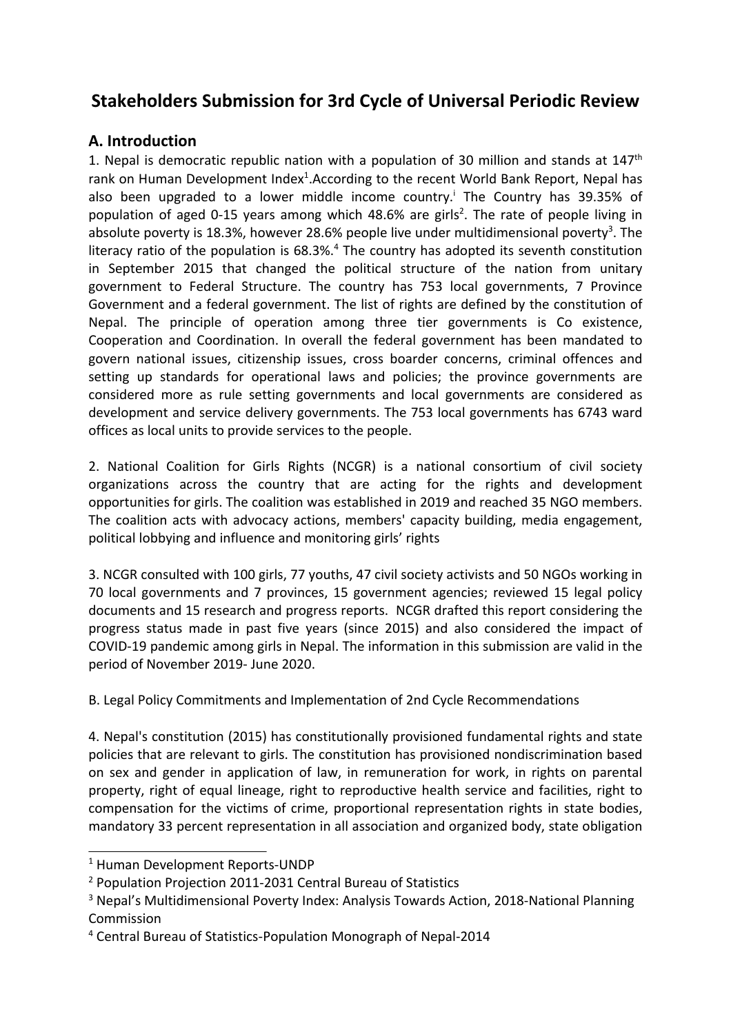# Stakeholders Submission for 3rd Cycle of Universal Periodic Review

## A. Introduction

1. Nepal is democratic republic nation with a population of 30 million and stands at 147th rank on Human Development Index[1].According to the recent World Bank Report, Nepal has also been upgraded to a lower middle income country.[i] The Country has 39.35% of population of aged 0-15 years among which 48.6% are girls[2]. The rate of people living in absolute poverty is 18.3%, however 28.6% people live under multidimensional poverty[3]. The literacy ratio of the population is 68.3%.[4] The country has adopted its seventh constitution in September 2015 that changed the political structure of the nation from unitary government to Federal Structure. The country has 753 local governments, 7 Province Government and a federal government. The list of rights are defined by the constitution of Nepal. The principle of operation among three tier governments is Co existence, Cooperation and Coordination. In overall the federal government has been mandated to govern national issues, citizenship issues, cross boarder concerns, criminal offences and setting up standards for operational laws and policies; the province governments are considered more as rule setting governments and local governments are considered as development and service delivery governments. The 753 local governments has 6743 ward offices as local units to provide services to the people.

2. National Coalition for Girls Rights (NCGR) is a national consortium of civil society organizations across the country that are acting for the rights and development opportunities for girls. The coalition was established in 2019 and reached 35 NGO members. The coalition acts with advocacy actions, members' capacity building, media engagement, political lobbying and influence and monitoring girls' rights

3. NCGR consulted with 100 girls, 77 youths, 47 civil society activists and 50 NGOs working in 70 local governments and 7 provinces, 15 government agencies; reviewed 15 legal policy documents and 15 research and progress reports. NCGR drafted this report considering the progress status made in past five years (since 2015) and also considered the impact of COVID-19 pandemic among girls in Nepal. The information in this submission are valid in the period of November 2019- June 2020.

B. Legal Policy Commitments and Implementation of 2nd Cycle Recommendations

4. Nepal's constitution (2015) has constitutionally provisioned fundamental rights and state policies that are relevant to girls. The constitution has provisioned nondiscrimination based on sex and gender in application of law, in remuneration for work, in rights on parental property, right of equal lineage, right to reproductive health service and facilities, right to compensation for the victims of crime, proportional representation rights in state bodies, mandatory 33 percent representation in all association and organized body, state obligation

---

[1] Human Development Reports-UNDP

[2] Population Projection 2011-2031 Central Bureau of Statistics

[3] Nepal's Multidimensional Poverty Index: Analysis Towards Action, 2018-National Planning Commission

[4] Central Bureau of Statistics-Population Monograph of Nepal-2014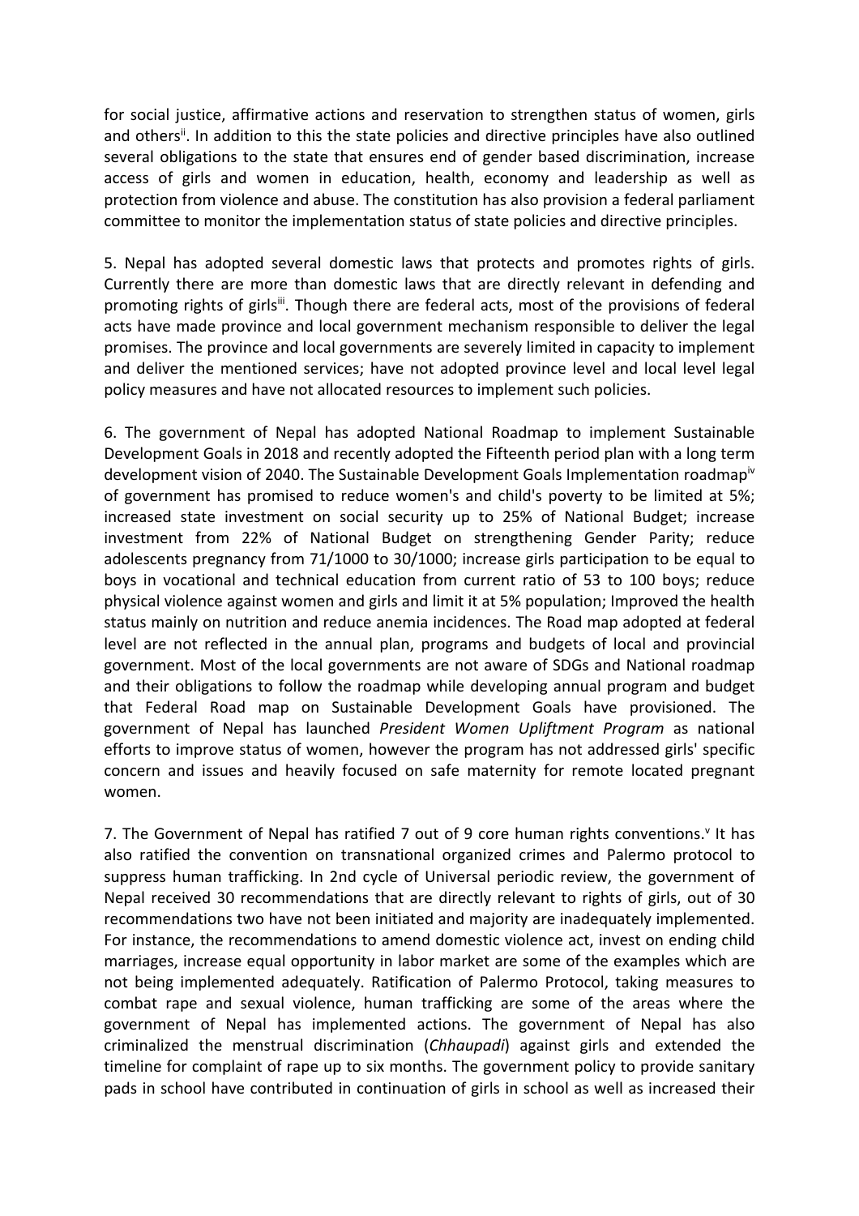for social justice, affirmative actions and reservation to strengthen status of women, girls and others[ii]. In addition to this the state policies and directive principles have also outlined several obligations to the state that ensures end of gender based discrimination, increase access of girls and women in education, health, economy and leadership as well as protection from violence and abuse. The constitution has also provision a federal parliament committee to monitor the implementation status of state policies and directive principles.

5. Nepal has adopted several domestic laws that protects and promotes rights of girls. Currently there are more than domestic laws that are directly relevant in defending and promoting rights of girls[iii]. Though there are federal acts, most of the provisions of federal acts have made province and local government mechanism responsible to deliver the legal promises. The province and local governments are severely limited in capacity to implement and deliver the mentioned services; have not adopted province level and local level legal policy measures and have not allocated resources to implement such policies.

6. The government of Nepal has adopted National Roadmap to implement Sustainable Development Goals in 2018 and recently adopted the Fifteenth period plan with a long term development vision of 2040. The Sustainable Development Goals Implementation roadmap[iv] of government has promised to reduce women's and child's poverty to be limited at 5%; increased state investment on social security up to 25% of National Budget; increase investment from 22% of National Budget on strengthening Gender Parity; reduce adolescents pregnancy from 71/1000 to 30/1000; increase girls participation to be equal to boys in vocational and technical education from current ratio of 53 to 100 boys; reduce physical violence against women and girls and limit it at 5% population; Improved the health status mainly on nutrition and reduce anemia incidences. The Road map adopted at federal level are not reflected in the annual plan, programs and budgets of local and provincial government. Most of the local governments are not aware of SDGs and National roadmap and their obligations to follow the roadmap while developing annual program and budget that Federal Road map on Sustainable Development Goals have provisioned. The government of Nepal has launched *President Women Upliftment Program* as national efforts to improve status of women, however the program has not addressed girls' specific concern and issues and heavily focused on safe maternity for remote located pregnant women.

7. The Government of Nepal has ratified 7 out of 9 core human rights conventions.[v] It has also ratified the convention on transnational organized crimes and Palermo protocol to suppress human trafficking. In 2nd cycle of Universal periodic review, the government of Nepal received 30 recommendations that are directly relevant to rights of girls, out of 30 recommendations two have not been initiated and majority are inadequately implemented. For instance, the recommendations to amend domestic violence act, invest on ending child marriages, increase equal opportunity in labor market are some of the examples which are not being implemented adequately. Ratification of Palermo Protocol, taking measures to combat rape and sexual violence, human trafficking are some of the areas where the government of Nepal has implemented actions. The government of Nepal has also criminalized the menstrual discrimination (*Chhaupadi*) against girls and extended the timeline for complaint of rape up to six months. The government policy to provide sanitary pads in school have contributed in continuation of girls in school as well as increased their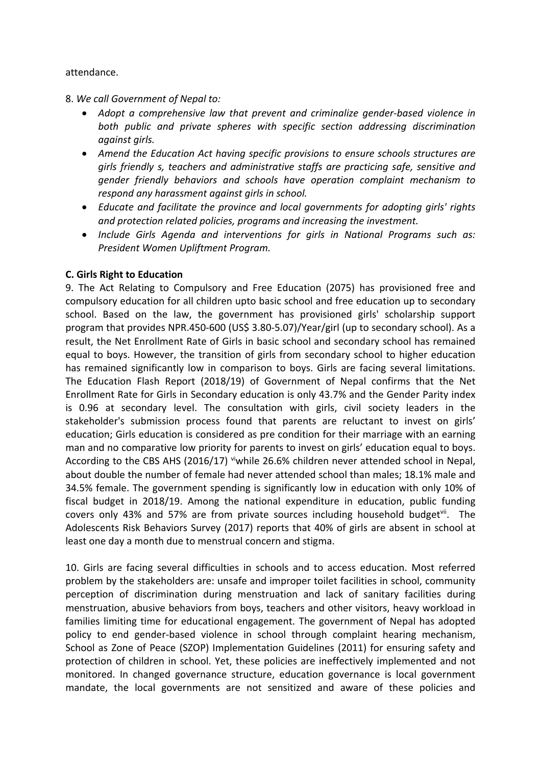attendance.

8. *We call Government of Nepal to:*

- *Adopt a comprehensive law that prevent and criminalize gender-based violence in both public and private spheres with specific section addressing discrimination against girls.*
- *Amend the Education Act having specific provisions to ensure schools structures are girls friendly s, teachers and administrative staffs are practicing safe, sensitive and gender friendly behaviors and schools have operation complaint mechanism to respond any harassment against girls in school.*
- *Educate and facilitate the province and local governments for adopting girls' rights and protection related policies, programs and increasing the investment.*
- *Include Girls Agenda and interventions for girls in National Programs such as: President Women Upliftment Program.*

**C. Girls Right to Education**

9. The Act Relating to Compulsory and Free Education (2075) has provisioned free and compulsory education for all children upto basic school and free education up to secondary school. Based on the law, the government has provisioned girls' scholarship support program that provides NPR.450-600 (US$ 3.80-5.07)/Year/girl (up to secondary school). As a result, the Net Enrollment Rate of Girls in basic school and secondary school has remained equal to boys. However, the transition of girls from secondary school to higher education has remained significantly low in comparison to boys. Girls are facing several limitations. The Education Flash Report (2018/19) of Government of Nepal confirms that the Net Enrollment Rate for Girls in Secondary education is only 43.7% and the Gender Parity index is 0.96 at secondary level. The consultation with girls, civil society leaders in the stakeholder's submission process found that parents are reluctant to invest on girls' education; Girls education is considered as pre condition for their marriage with an earning man and no comparative low priority for parents to invest on girls' education equal to boys. According to the CBS AHS (2016/17) [vi]while 26.6% children never attended school in Nepal, about double the number of female had never attended school than males; 18.1% male and 34.5% female. The government spending is significantly low in education with only 10% of fiscal budget in 2018/19. Among the national expenditure in education, public funding covers only 43% and 57% are from private sources including household budget[vii]. The Adolescents Risk Behaviors Survey (2017) reports that 40% of girls are absent in school at least one day a month due to menstrual concern and stigma.

10. Girls are facing several difficulties in schools and to access education. Most referred problem by the stakeholders are: unsafe and improper toilet facilities in school, community perception of discrimination during menstruation and lack of sanitary facilities during menstruation, abusive behaviors from boys, teachers and other visitors, heavy workload in families limiting time for educational engagement. The government of Nepal has adopted policy to end gender-based violence in school through complaint hearing mechanism, School as Zone of Peace (SZOP) Implementation Guidelines (2011) for ensuring safety and protection of children in school. Yet, these policies are ineffectively implemented and not monitored. In changed governance structure, education governance is local government mandate, the local governments are not sensitized and aware of these policies and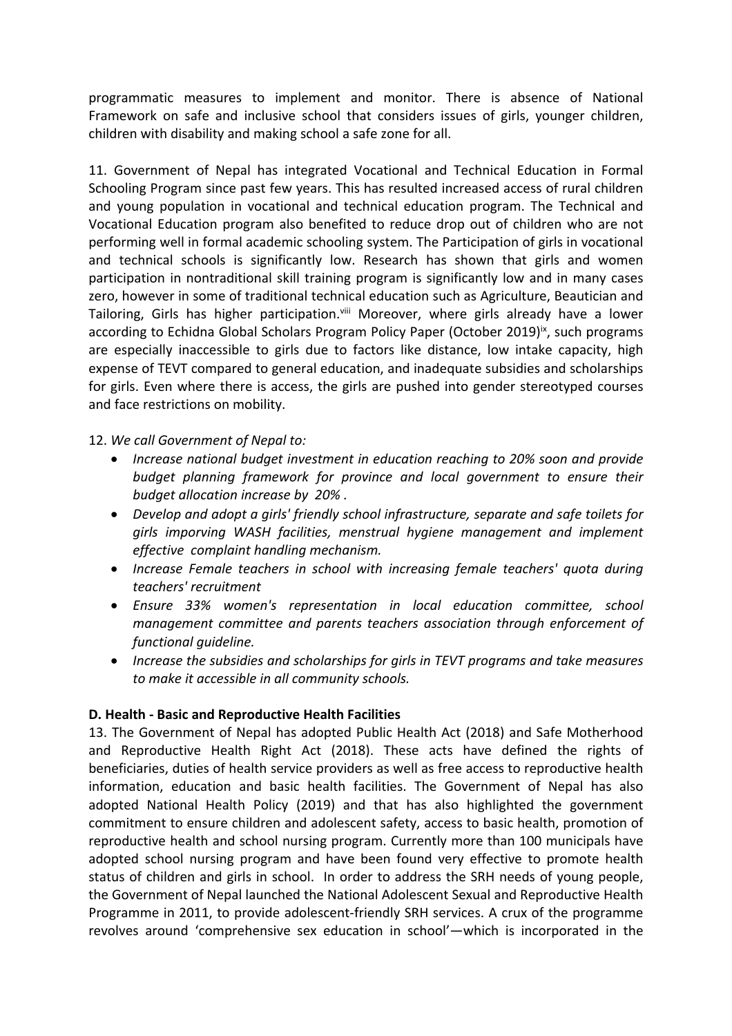programmatic measures to implement and monitor. There is absence of National Framework on safe and inclusive school that considers issues of girls, younger children, children with disability and making school a safe zone for all.

11. Government of Nepal has integrated Vocational and Technical Education in Formal Schooling Program since past few years. This has resulted increased access of rural children and young population in vocational and technical education program. The Technical and Vocational Education program also benefited to reduce drop out of children who are not performing well in formal academic schooling system. The Participation of girls in vocational and technical schools is significantly low. Research has shown that girls and women participation in nontraditional skill training program is significantly low and in many cases zero, however in some of traditional technical education such as Agriculture, Beautician and Tailoring, Girls has higher participation.[viii] Moreover, where girls already have a lower according to Echidna Global Scholars Program Policy Paper (October 2019)[ix], such programs are especially inaccessible to girls due to factors like distance, low intake capacity, high expense of TEVT compared to general education, and inadequate subsidies and scholarships for girls. Even where there is access, the girls are pushed into gender stereotyped courses and face restrictions on mobility.

12. *We call Government of Nepal to:*

- *Increase national budget investment in education reaching to 20% soon and provide budget planning framework for province and local government to ensure their budget allocation increase by 20% .*
- *Develop and adopt a girls' friendly school infrastructure, separate and safe toilets for girls imporving WASH facilities, menstrual hygiene management and implement effective complaint handling mechanism.*
- *Increase Female teachers in school with increasing female teachers' quota during teachers' recruitment*
- *Ensure 33% women's representation in local education committee, school management committee and parents teachers association through enforcement of functional guideline.*
- *Increase the subsidies and scholarships for girls in TEVT programs and take measures to make it accessible in all community schools.*

**D. Health - Basic and Reproductive Health Facilities**

13. The Government of Nepal has adopted Public Health Act (2018) and Safe Motherhood and Reproductive Health Right Act (2018). These acts have defined the rights of beneficiaries, duties of health service providers as well as free access to reproductive health information, education and basic health facilities. The Government of Nepal has also adopted National Health Policy (2019) and that has also highlighted the government commitment to ensure children and adolescent safety, access to basic health, promotion of reproductive health and school nursing program. Currently more than 100 municipals have adopted school nursing program and have been found very effective to promote health status of children and girls in school. In order to address the SRH needs of young people, the Government of Nepal launched the National Adolescent Sexual and Reproductive Health Programme in 2011, to provide adolescent-friendly SRH services. A crux of the programme revolves around 'comprehensive sex education in school'—which is incorporated in the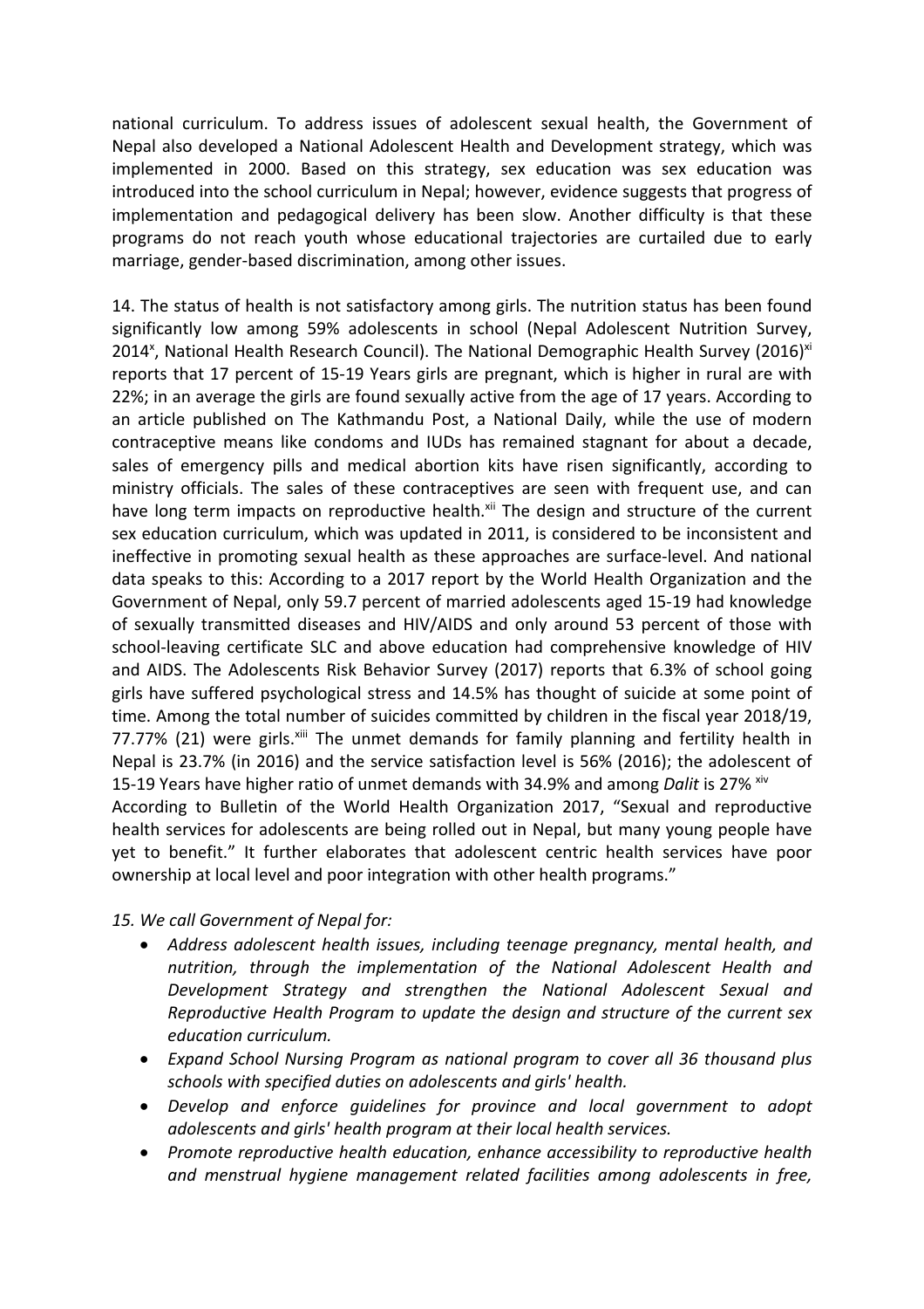national curriculum. To address issues of adolescent sexual health, the Government of Nepal also developed a National Adolescent Health and Development strategy, which was implemented in 2000. Based on this strategy, sex education was sex education was introduced into the school curriculum in Nepal; however, evidence suggests that progress of implementation and pedagogical delivery has been slow. Another difficulty is that these programs do not reach youth whose educational trajectories are curtailed due to early marriage, gender-based discrimination, among other issues.

14. The status of health is not satisfactory among girls. The nutrition status has been found significantly low among 59% adolescents in school (Nepal Adolescent Nutrition Survey, 2014[x], National Health Research Council). The National Demographic Health Survey (2016)[xi] reports that 17 percent of 15-19 Years girls are pregnant, which is higher in rural are with 22%; in an average the girls are found sexually active from the age of 17 years. According to an article published on The Kathmandu Post, a National Daily, while the use of modern contraceptive means like condoms and IUDs has remained stagnant for about a decade, sales of emergency pills and medical abortion kits have risen significantly, according to ministry officials. The sales of these contraceptives are seen with frequent use, and can have long term impacts on reproductive health.[xii] The design and structure of the current sex education curriculum, which was updated in 2011, is considered to be inconsistent and ineffective in promoting sexual health as these approaches are surface-level. And national data speaks to this: According to a 2017 report by the World Health Organization and the Government of Nepal, only 59.7 percent of married adolescents aged 15-19 had knowledge of sexually transmitted diseases and HIV/AIDS and only around 53 percent of those with school-leaving certificate SLC and above education had comprehensive knowledge of HIV and AIDS. The Adolescents Risk Behavior Survey (2017) reports that 6.3% of school going girls have suffered psychological stress and 14.5% has thought of suicide at some point of time. Among the total number of suicides committed by children in the fiscal year 2018/19, 77.77% (21) were girls.[xiii] The unmet demands for family planning and fertility health in Nepal is 23.7% (in 2016) and the service satisfaction level is 56% (2016); the adolescent of 15-19 Years have higher ratio of unmet demands with 34.9% and among *Dalit* is 27% [xiv]
According to Bulletin of the World Health Organization 2017, "Sexual and reproductive health services for adolescents are being rolled out in Nepal, but many young people have yet to benefit." It further elaborates that adolescent centric health services have poor ownership at local level and poor integration with other health programs."

*15. We call Government of Nepal for:*

- *Address adolescent health issues, including teenage pregnancy, mental health, and nutrition, through the implementation of the National Adolescent Health and Development Strategy and strengthen the National Adolescent Sexual and Reproductive Health Program to update the design and structure of the current sex education curriculum.*
- *Expand School Nursing Program as national program to cover all 36 thousand plus schools with specified duties on adolescents and girls' health.*
- *Develop and enforce guidelines for province and local government to adopt adolescents and girls' health program at their local health services.*
- *Promote reproductive health education, enhance accessibility to reproductive health and menstrual hygiene management related facilities among adolescents in free,*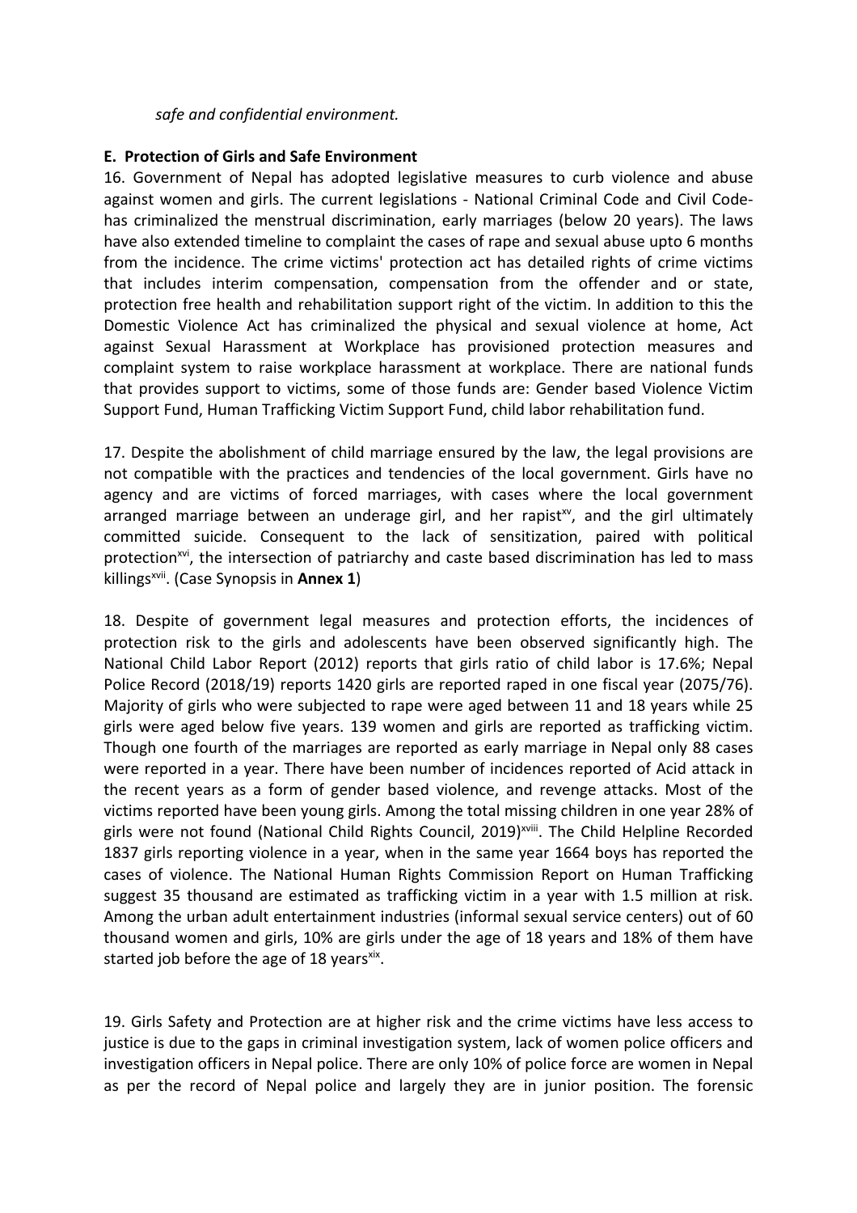*safe and confidential environment.*

**E. Protection of Girls and Safe Environment**

16. Government of Nepal has adopted legislative measures to curb violence and abuse against women and girls. The current legislations - National Criminal Code and Civil Code- has criminalized the menstrual discrimination, early marriages (below 20 years). The laws have also extended timeline to complaint the cases of rape and sexual abuse upto 6 months from the incidence. The crime victims' protection act has detailed rights of crime victims that includes interim compensation, compensation from the offender and or state, protection free health and rehabilitation support right of the victim. In addition to this the Domestic Violence Act has criminalized the physical and sexual violence at home, Act against Sexual Harassment at Workplace has provisioned protection measures and complaint system to raise workplace harassment at workplace. There are national funds that provides support to victims, some of those funds are: Gender based Violence Victim Support Fund, Human Trafficking Victim Support Fund, child labor rehabilitation fund.

17. Despite the abolishment of child marriage ensured by the law, the legal provisions are not compatible with the practices and tendencies of the local government. Girls have no agency and are victims of forced marriages, with cases where the local government arranged marriage between an underage girl, and her rapist[xv], and the girl ultimately committed suicide. Consequent to the lack of sensitization, paired with political protection[xvi], the intersection of patriarchy and caste based discrimination has led to mass killings[xvii]. (Case Synopsis in **Annex 1**)

18. Despite of government legal measures and protection efforts, the incidences of protection risk to the girls and adolescents have been observed significantly high. The National Child Labor Report (2012) reports that girls ratio of child labor is 17.6%; Nepal Police Record (2018/19) reports 1420 girls are reported raped in one fiscal year (2075/76). Majority of girls who were subjected to rape were aged between 11 and 18 years while 25 girls were aged below five years. 139 women and girls are reported as trafficking victim. Though one fourth of the marriages are reported as early marriage in Nepal only 88 cases were reported in a year. There have been number of incidences reported of Acid attack in the recent years as a form of gender based violence, and revenge attacks. Most of the victims reported have been young girls. Among the total missing children in one year 28% of girls were not found (National Child Rights Council, 2019)[xviii]. The Child Helpline Recorded 1837 girls reporting violence in a year, when in the same year 1664 boys has reported the cases of violence. The National Human Rights Commission Report on Human Trafficking suggest 35 thousand are estimated as trafficking victim in a year with 1.5 million at risk. Among the urban adult entertainment industries (informal sexual service centers) out of 60 thousand women and girls, 10% are girls under the age of 18 years and 18% of them have started job before the age of 18 years[xix].

19. Girls Safety and Protection are at higher risk and the crime victims have less access to justice is due to the gaps in criminal investigation system, lack of women police officers and investigation officers in Nepal police. There are only 10% of police force are women in Nepal as per the record of Nepal police and largely they are in junior position. The forensic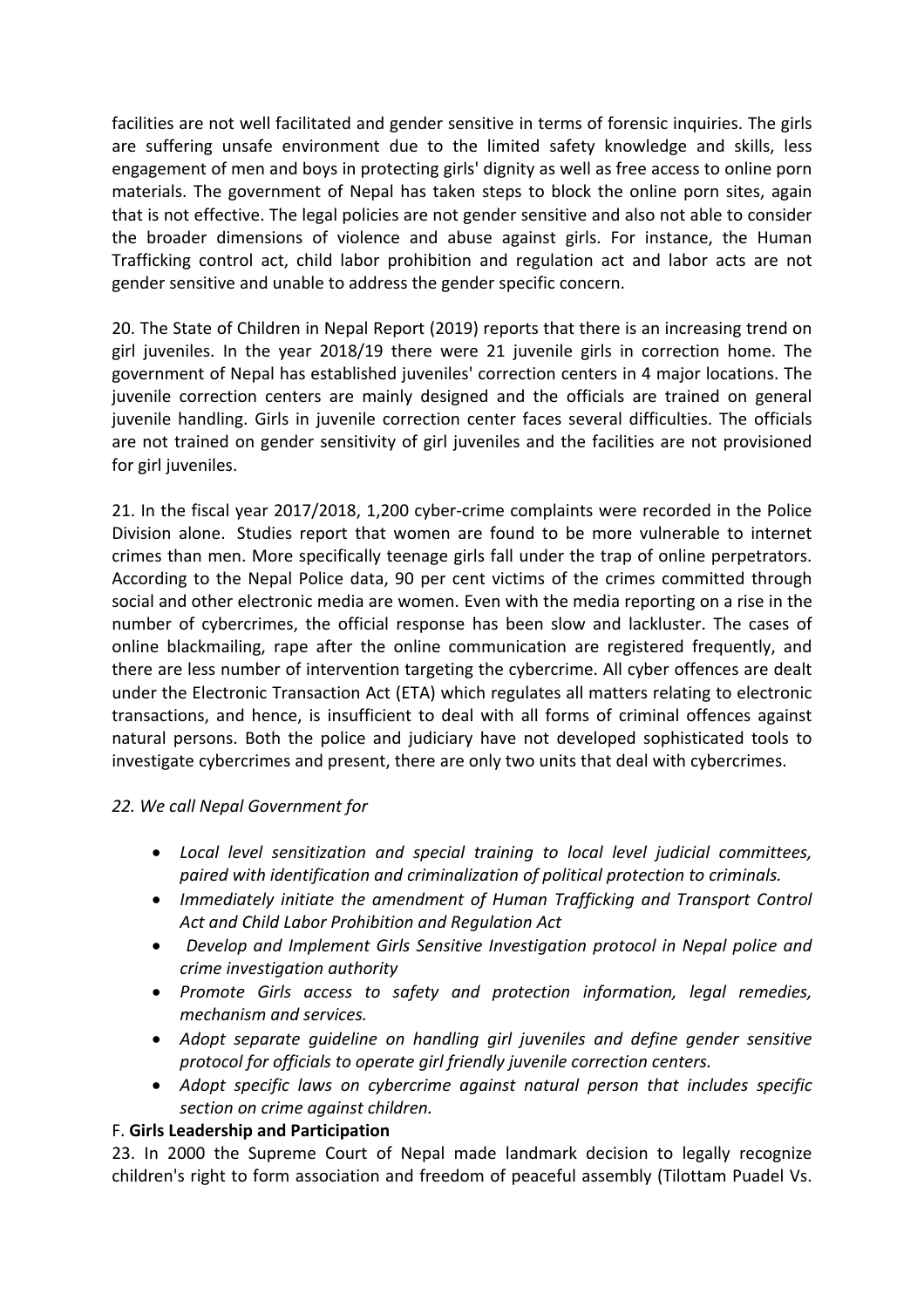facilities are not well facilitated and gender sensitive in terms of forensic inquiries. The girls are suffering unsafe environment due to the limited safety knowledge and skills, less engagement of men and boys in protecting girls' dignity as well as free access to online porn materials. The government of Nepal has taken steps to block the online porn sites, again that is not effective. The legal policies are not gender sensitive and also not able to consider the broader dimensions of violence and abuse against girls. For instance, the Human Trafficking control act, child labor prohibition and regulation act and labor acts are not gender sensitive and unable to address the gender specific concern.

20. The State of Children in Nepal Report (2019) reports that there is an increasing trend on girl juveniles. In the year 2018/19 there were 21 juvenile girls in correction home. The government of Nepal has established juveniles' correction centers in 4 major locations. The juvenile correction centers are mainly designed and the officials are trained on general juvenile handling. Girls in juvenile correction center faces several difficulties. The officials are not trained on gender sensitivity of girl juveniles and the facilities are not provisioned for girl juveniles.

21. In the fiscal year 2017/2018, 1,200 cyber-crime complaints were recorded in the Police Division alone. Studies report that women are found to be more vulnerable to internet crimes than men. More specifically teenage girls fall under the trap of online perpetrators. According to the Nepal Police data, 90 per cent victims of the crimes committed through social and other electronic media are women. Even with the media reporting on a rise in the number of cybercrimes, the official response has been slow and lackluster. The cases of online blackmailing, rape after the online communication are registered frequently, and there are less number of intervention targeting the cybercrime. All cyber offences are dealt under the Electronic Transaction Act (ETA) which regulates all matters relating to electronic transactions, and hence, is insufficient to deal with all forms of criminal offences against natural persons. Both the police and judiciary have not developed sophisticated tools to investigate cybercrimes and present, there are only two units that deal with cybercrimes.

*22. We call Nepal Government for*

- *Local level sensitization and special training to local level judicial committees, paired with identification and criminalization of political protection to criminals.*
- *Immediately initiate the amendment of Human Trafficking and Transport Control Act and Child Labor Prohibition and Regulation Act*
- *Develop and Implement Girls Sensitive Investigation protocol in Nepal police and crime investigation authority*
- *Promote Girls access to safety and protection information, legal remedies, mechanism and services.*
- *Adopt separate guideline on handling girl juveniles and define gender sensitive protocol for officials to operate girl friendly juvenile correction centers.*
- *Adopt specific laws on cybercrime against natural person that includes specific section on crime against children.*

F. **Girls Leadership and Participation**

23. In 2000 the Supreme Court of Nepal made landmark decision to legally recognize children's right to form association and freedom of peaceful assembly (Tilottam Puadel Vs.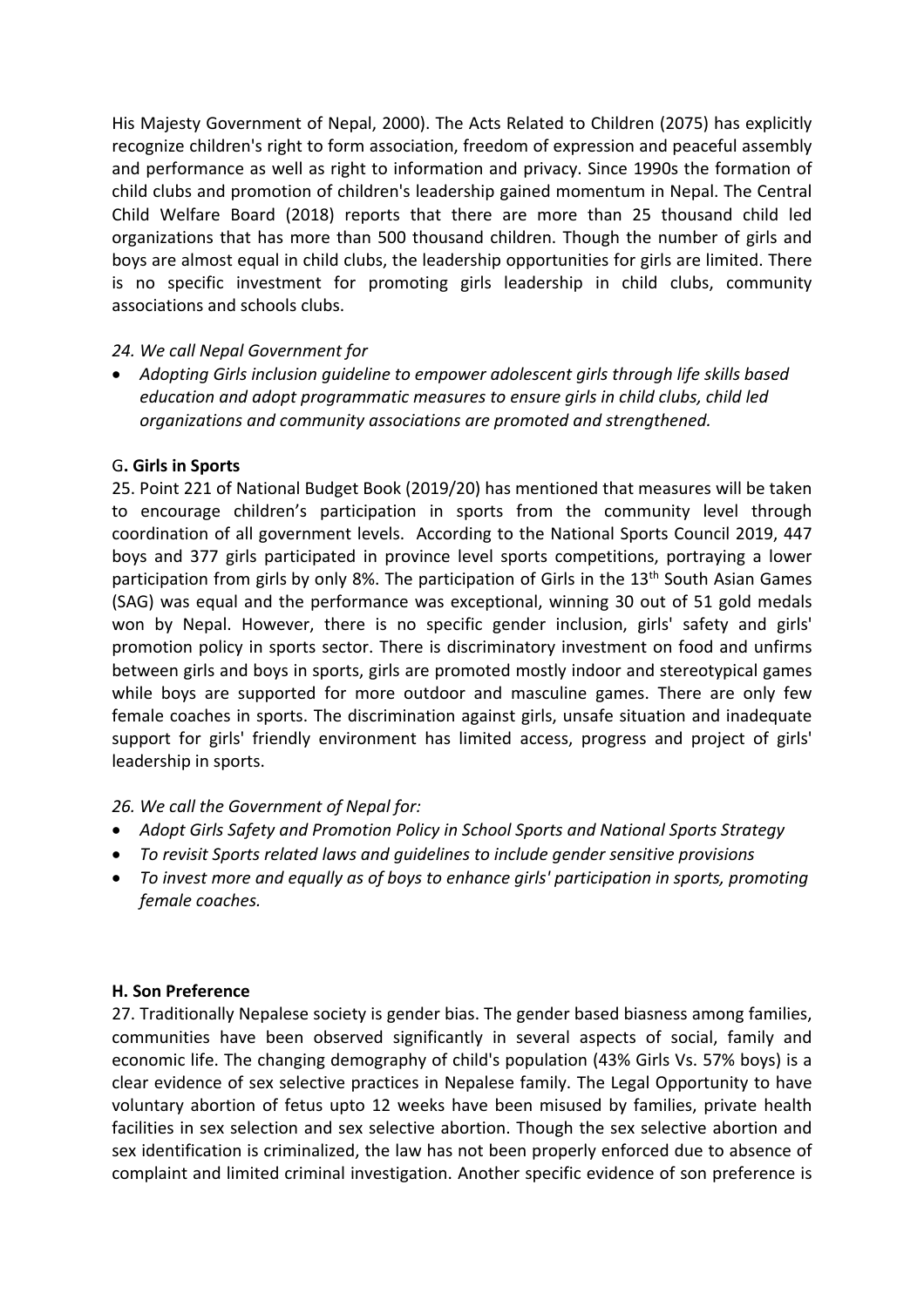His Majesty Government of Nepal, 2000). The Acts Related to Children (2075) has explicitly recognize children's right to form association, freedom of expression and peaceful assembly and performance as well as right to information and privacy. Since 1990s the formation of child clubs and promotion of children's leadership gained momentum in Nepal. The Central Child Welfare Board (2018) reports that there are more than 25 thousand child led organizations that has more than 500 thousand children. Though the number of girls and boys are almost equal in child clubs, the leadership opportunities for girls are limited. There is no specific investment for promoting girls leadership in child clubs, community associations and schools clubs.

*24. We call Nepal Government for*

- *Adopting Girls inclusion guideline to empower adolescent girls through life skills based education and adopt programmatic measures to ensure girls in child clubs, child led organizations and community associations are promoted and strengthened.*

### G. Girls in Sports

25. Point 221 of National Budget Book (2019/20) has mentioned that measures will be taken to encourage children's participation in sports from the community level through coordination of all government levels. According to the National Sports Council 2019, 447 boys and 377 girls participated in province level sports competitions, portraying a lower participation from girls by only 8%. The participation of Girls in the 13th South Asian Games (SAG) was equal and the performance was exceptional, winning 30 out of 51 gold medals won by Nepal. However, there is no specific gender inclusion, girls' safety and girls' promotion policy in sports sector. There is discriminatory investment on food and unfirms between girls and boys in sports, girls are promoted mostly indoor and stereotypical games while boys are supported for more outdoor and masculine games. There are only few female coaches in sports. The discrimination against girls, unsafe situation and inadequate support for girls' friendly environment has limited access, progress and project of girls' leadership in sports.

*26. We call the Government of Nepal for:*

- *Adopt Girls Safety and Promotion Policy in School Sports and National Sports Strategy*
- *To revisit Sports related laws and guidelines to include gender sensitive provisions*
- *To invest more and equally as of boys to enhance girls' participation in sports, promoting female coaches.*

### H. Son Preference

27. Traditionally Nepalese society is gender bias. The gender based biasness among families, communities have been observed significantly in several aspects of social, family and economic life. The changing demography of child's population (43% Girls Vs. 57% boys) is a clear evidence of sex selective practices in Nepalese family. The Legal Opportunity to have voluntary abortion of fetus upto 12 weeks have been misused by families, private health facilities in sex selection and sex selective abortion. Though the sex selective abortion and sex identification is criminalized, the law has not been properly enforced due to absence of complaint and limited criminal investigation. Another specific evidence of son preference is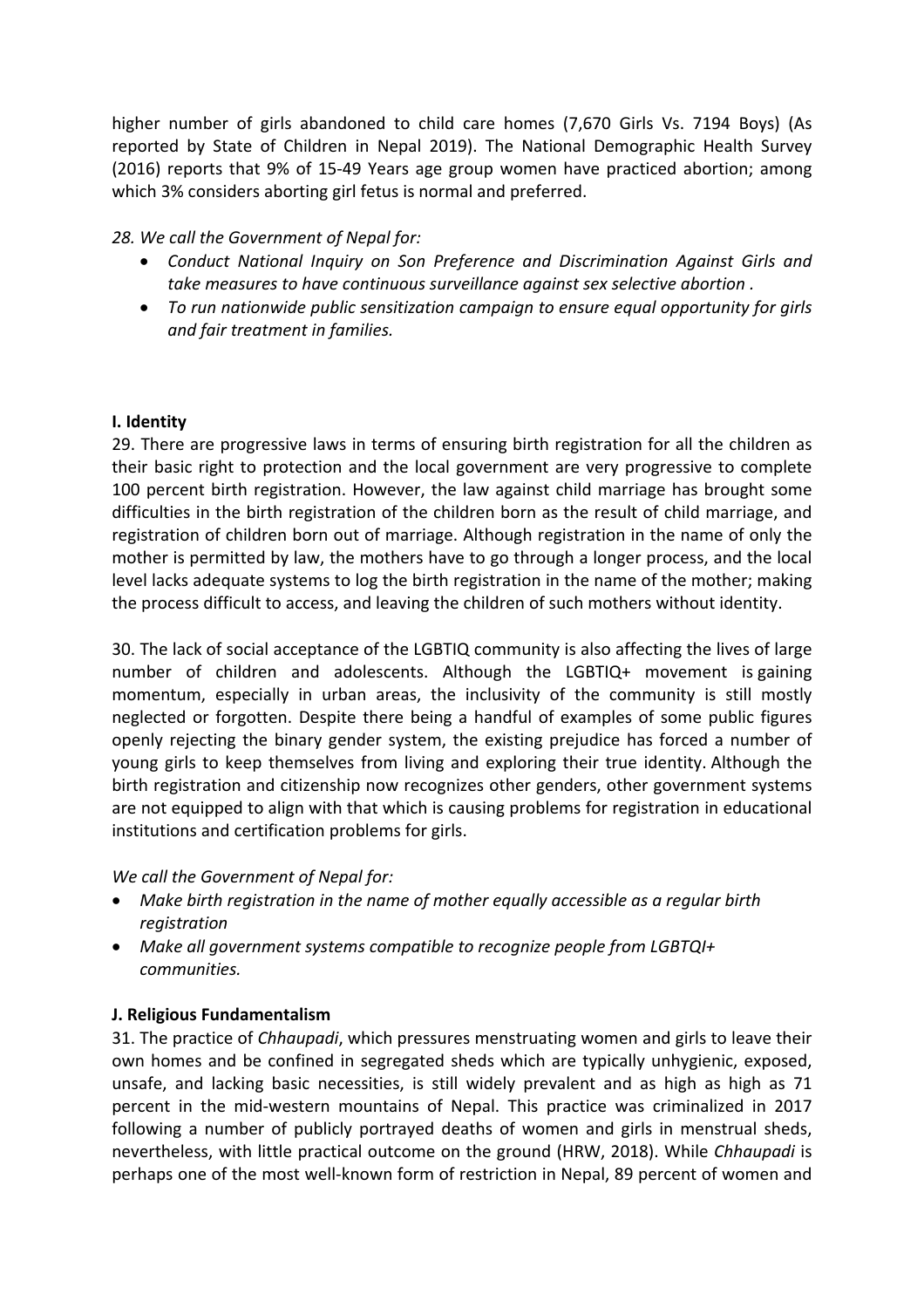higher number of girls abandoned to child care homes (7,670 Girls Vs. 7194 Boys) (As reported by State of Children in Nepal 2019). The National Demographic Health Survey (2016) reports that 9% of 15-49 Years age group women have practiced abortion; among which 3% considers aborting girl fetus is normal and preferred.

*28. We call the Government of Nepal for:*

- *Conduct National Inquiry on Son Preference and Discrimination Against Girls and take measures to have continuous surveillance against sex selective abortion .*
- *To run nationwide public sensitization campaign to ensure equal opportunity for girls and fair treatment in families.*

**I. Identity**

29. There are progressive laws in terms of ensuring birth registration for all the children as their basic right to protection and the local government are very progressive to complete 100 percent birth registration. However, the law against child marriage has brought some difficulties in the birth registration of the children born as the result of child marriage, and registration of children born out of marriage. Although registration in the name of only the mother is permitted by law, the mothers have to go through a longer process, and the local level lacks adequate systems to log the birth registration in the name of the mother; making the process difficult to access, and leaving the children of such mothers without identity.

30. The lack of social acceptance of the LGBTIQ community is also affecting the lives of large number of children and adolescents. Although the LGBTIQ+ movement is gaining momentum, especially in urban areas, the inclusivity of the community is still mostly neglected or forgotten. Despite there being a handful of examples of some public figures openly rejecting the binary gender system, the existing prejudice has forced a number of young girls to keep themselves from living and exploring their true identity. Although the birth registration and citizenship now recognizes other genders, other government systems are not equipped to align with that which is causing problems for registration in educational institutions and certification problems for girls.

*We call the Government of Nepal for:*

- *Make birth registration in the name of mother equally accessible as a regular birth registration*
- *Make all government systems compatible to recognize people from LGBTQI+ communities.*

**J. Religious Fundamentalism**

31. The practice of *Chhaupadi*, which pressures menstruating women and girls to leave their own homes and be confined in segregated sheds which are typically unhygienic, exposed, unsafe, and lacking basic necessities, is still widely prevalent and as high as high as 71 percent in the mid-western mountains of Nepal. This practice was criminalized in 2017 following a number of publicly portrayed deaths of women and girls in menstrual sheds, nevertheless, with little practical outcome on the ground (HRW, 2018). While *Chhaupadi* is perhaps one of the most well-known form of restriction in Nepal, 89 percent of women and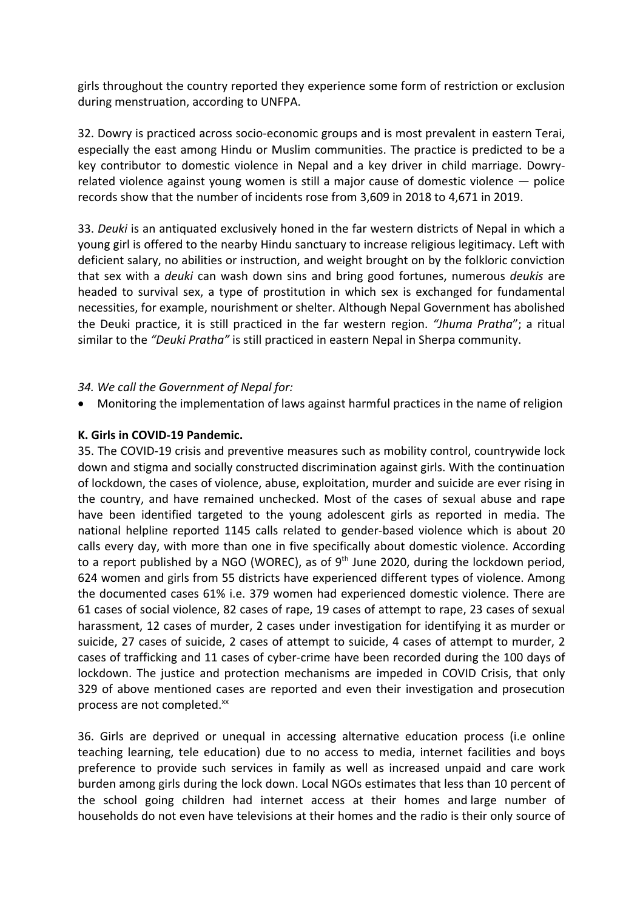girls throughout the country reported they experience some form of restriction or exclusion during menstruation, according to UNFPA.

32. Dowry is practiced across socio-economic groups and is most prevalent in eastern Terai, especially the east among Hindu or Muslim communities. The practice is predicted to be a key contributor to domestic violence in Nepal and a key driver in child marriage. Dowry-related violence against young women is still a major cause of domestic violence — police records show that the number of incidents rose from 3,609 in 2018 to 4,671 in 2019.

33. *Deuki* is an antiquated exclusively honed in the far western districts of Nepal in which a young girl is offered to the nearby Hindu sanctuary to increase religious legitimacy. Left with deficient salary, no abilities or instruction, and weight brought on by the folkloric conviction that sex with a *deuki* can wash down sins and bring good fortunes, numerous *deukis* are headed to survival sex, a type of prostitution in which sex is exchanged for fundamental necessities, for example, nourishment or shelter. Although Nepal Government has abolished the Deuki practice, it is still practiced in the far western region. *"Jhuma Pratha*"; a ritual similar to the *"Deuki Pratha"* is still practiced in eastern Nepal in Sherpa community.

*34. We call the Government of Nepal for:*

- Monitoring the implementation of laws against harmful practices in the name of religion

**K. Girls in COVID-19 Pandemic.**

35. The COVID-19 crisis and preventive measures such as mobility control, countrywide lock down and stigma and socially constructed discrimination against girls. With the continuation of lockdown, the cases of violence, abuse, exploitation, murder and suicide are ever rising in the country, and have remained unchecked. Most of the cases of sexual abuse and rape have been identified targeted to the young adolescent girls as reported in media. The national helpline reported 1145 calls related to gender-based violence which is about 20 calls every day, with more than one in five specifically about domestic violence. According to a report published by a NGO (WOREC), as of 9th June 2020, during the lockdown period, 624 women and girls from 55 districts have experienced different types of violence. Among the documented cases 61% i.e. 379 women had experienced domestic violence. There are 61 cases of social violence, 82 cases of rape, 19 cases of attempt to rape, 23 cases of sexual harassment, 12 cases of murder, 2 cases under investigation for identifying it as murder or suicide, 27 cases of suicide, 2 cases of attempt to suicide, 4 cases of attempt to murder, 2 cases of trafficking and 11 cases of cyber-crime have been recorded during the 100 days of lockdown. The justice and protection mechanisms are impeded in COVID Crisis, that only 329 of above mentioned cases are reported and even their investigation and prosecution process are not completed.[xx]

36. Girls are deprived or unequal in accessing alternative education process (i.e online teaching learning, tele education) due to no access to media, internet facilities and boys preference to provide such services in family as well as increased unpaid and care work burden among girls during the lock down. Local NGOs estimates that less than 10 percent of the school going children had internet access at their homes and large number of households do not even have televisions at their homes and the radio is their only source of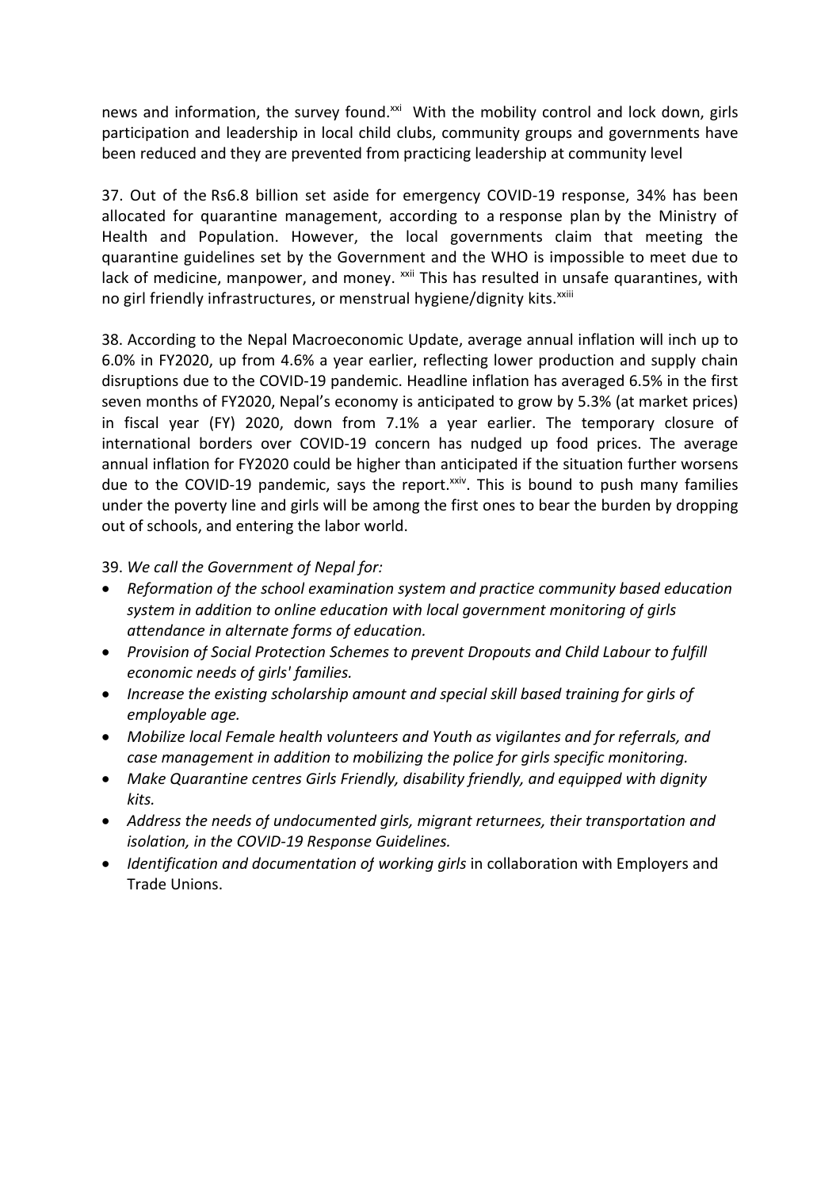news and information, the survey found.[xxi] With the mobility control and lock down, girls participation and leadership in local child clubs, community groups and governments have been reduced and they are prevented from practicing leadership at community level

37. Out of the Rs6.8 billion set aside for emergency COVID-19 response, 34% has been allocated for quarantine management, according to a response plan by the Ministry of Health and Population. However, the local governments claim that meeting the quarantine guidelines set by the Government and the WHO is impossible to meet due to lack of medicine, manpower, and money. [xxii] This has resulted in unsafe quarantines, with no girl friendly infrastructures, or menstrual hygiene/dignity kits.[xxiii]

38. According to the Nepal Macroeconomic Update, average annual inflation will inch up to 6.0% in FY2020, up from 4.6% a year earlier, reflecting lower production and supply chain disruptions due to the COVID-19 pandemic. Headline inflation has averaged 6.5% in the first seven months of FY2020, Nepal's economy is anticipated to grow by 5.3% (at market prices) in fiscal year (FY) 2020, down from 7.1% a year earlier. The temporary closure of international borders over COVID-19 concern has nudged up food prices. The average annual inflation for FY2020 could be higher than anticipated if the situation further worsens due to the COVID-19 pandemic, says the report.[xxiv]. This is bound to push many families under the poverty line and girls will be among the first ones to bear the burden by dropping out of schools, and entering the labor world.

39. *We call the Government of Nepal for:*

- *Reformation of the school examination system and practice community based education system in addition to online education with local government monitoring of girls attendance in alternate forms of education.*
- *Provision of Social Protection Schemes to prevent Dropouts and Child Labour to fulfill economic needs of girls' families.*
- *Increase the existing scholarship amount and special skill based training for girls of employable age.*
- *Mobilize local Female health volunteers and Youth as vigilantes and for referrals, and case management in addition to mobilizing the police for girls specific monitoring.*
- *Make Quarantine centres Girls Friendly, disability friendly, and equipped with dignity kits.*
- *Address the needs of undocumented girls, migrant returnees, their transportation and isolation, in the COVID-19 Response Guidelines.*
- *Identification and documentation of working girls* in collaboration with Employers and Trade Unions.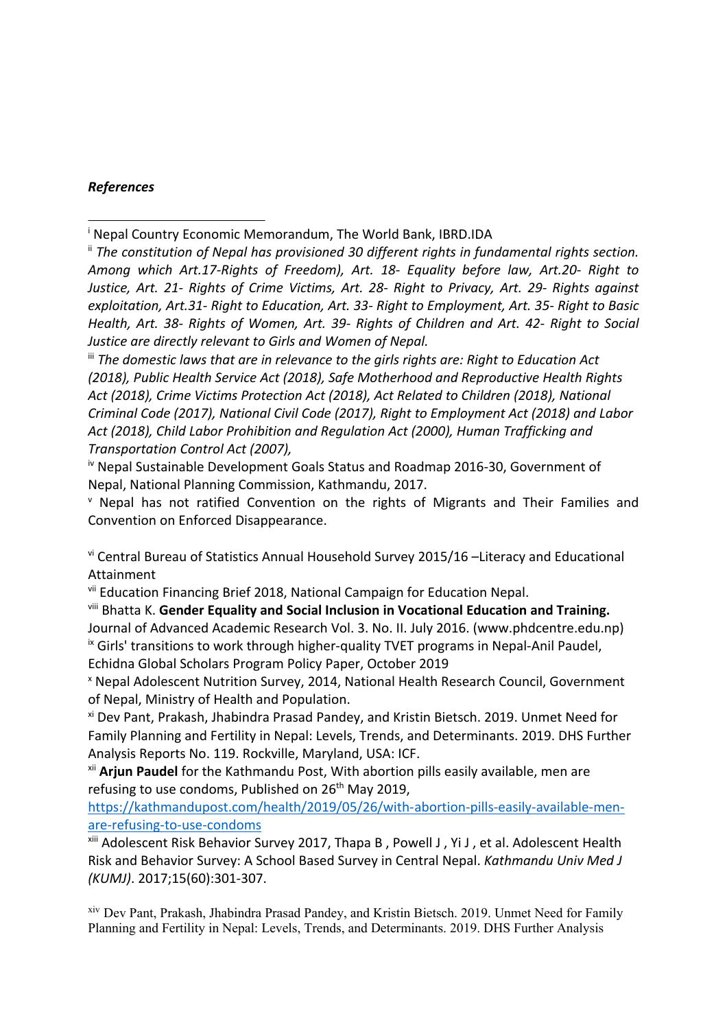***References***

---

[i] Nepal Country Economic Memorandum, The World Bank, IBRD.IDA

[ii] *The constitution of Nepal has provisioned 30 different rights in fundamental rights section. Among which Art.17-Rights of Freedom), Art. 18- Equality before law, Art.20- Right to Justice, Art. 21- Rights of Crime Victims, Art. 28- Right to Privacy, Art. 29- Rights against exploitation, Art.31- Right to Education, Art. 33- Right to Employment, Art. 35- Right to Basic Health, Art. 38- Rights of Women, Art. 39- Rights of Children and Art. 42- Right to Social Justice are directly relevant to Girls and Women of Nepal.*

[iii] *The domestic laws that are in relevance to the girls rights are: Right to Education Act (2018), Public Health Service Act (2018), Safe Motherhood and Reproductive Health Rights Act (2018), Crime Victims Protection Act (2018), Act Related to Children (2018), National Criminal Code (2017), National Civil Code (2017), Right to Employment Act (2018) and Labor Act (2018), Child Labor Prohibition and Regulation Act (2000), Human Trafficking and Transportation Control Act (2007),*

[iv] Nepal Sustainable Development Goals Status and Roadmap 2016-30, Government of Nepal, National Planning Commission, Kathmandu, 2017.

[v] Nepal has not ratified Convention on the rights of Migrants and Their Families and Convention on Enforced Disappearance.

[vi] Central Bureau of Statistics Annual Household Survey 2015/16 –Literacy and Educational Attainment

[vii] Education Financing Brief 2018, National Campaign for Education Nepal.

[viii] Bhatta K. **Gender Equality and Social Inclusion in Vocational Education and Training.** Journal of Advanced Academic Research Vol. 3. No. II. July 2016. (www.phdcentre.edu.np)

[ix] Girls' transitions to work through higher-quality TVET programs in Nepal-Anil Paudel, Echidna Global Scholars Program Policy Paper, October 2019

[x] Nepal Adolescent Nutrition Survey, 2014, National Health Research Council, Government of Nepal, Ministry of Health and Population.

[xi] Dev Pant, Prakash, Jhabindra Prasad Pandey, and Kristin Bietsch. 2019. Unmet Need for Family Planning and Fertility in Nepal: Levels, Trends, and Determinants. 2019. DHS Further Analysis Reports No. 119. Rockville, Maryland, USA: ICF.

[xii] **Arjun Paudel** for the Kathmandu Post, With abortion pills easily available, men are refusing to use condoms, Published on 26th May 2019, https://kathmandupost.com/health/2019/05/26/with-abortion-pills-easily-available-men-are-refusing-to-use-condoms

[xiii] Adolescent Risk Behavior Survey 2017, Thapa B , Powell J , Yi J , et al. Adolescent Health Risk and Behavior Survey: A School Based Survey in Central Nepal. *Kathmandu Univ Med J (KUMJ)*. 2017;15(60):301-307.

[xiv] Dev Pant, Prakash, Jhabindra Prasad Pandey, and Kristin Bietsch. 2019. Unmet Need for Family Planning and Fertility in Nepal: Levels, Trends, and Determinants. 2019. DHS Further Analysis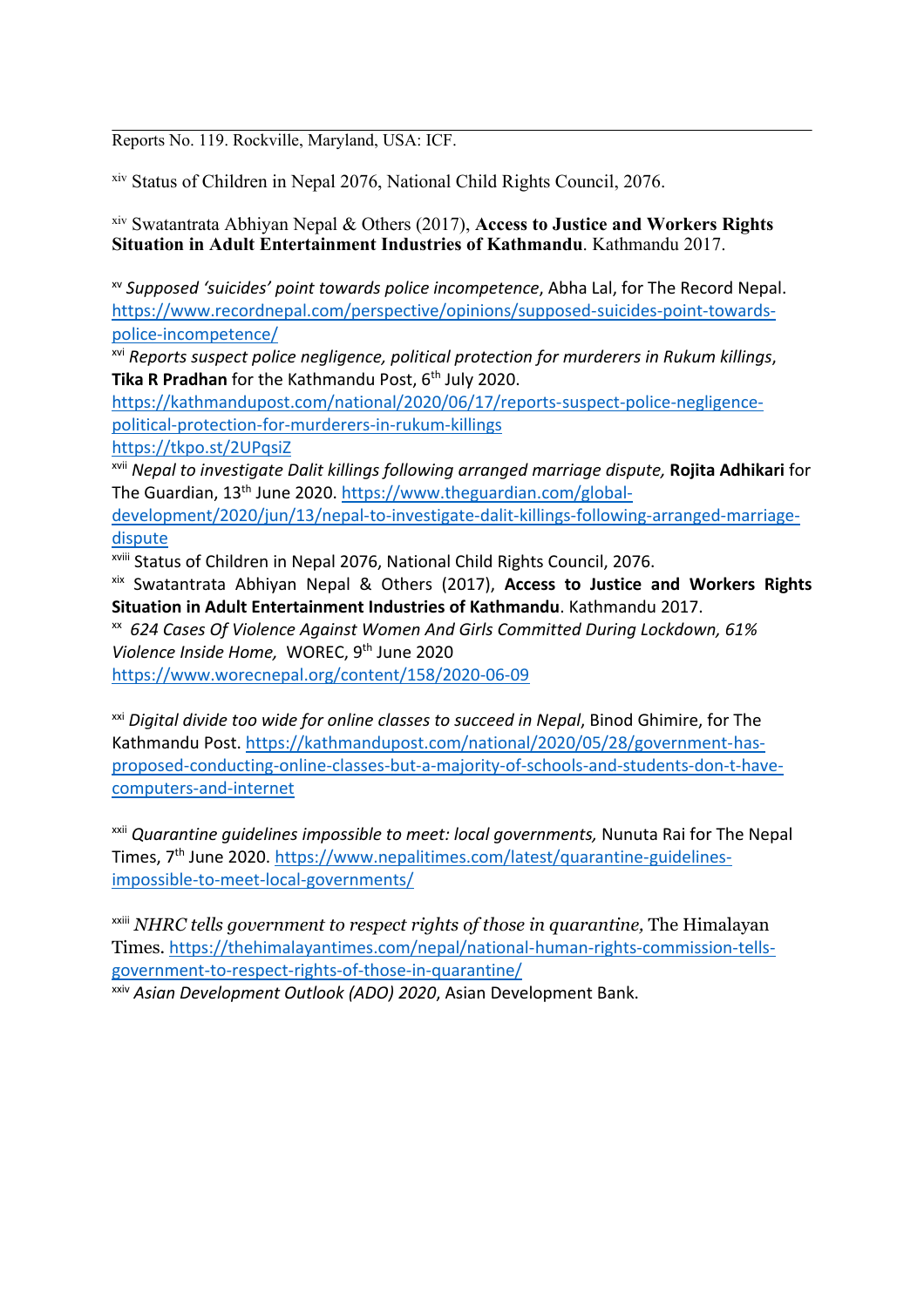Reports No. 119. Rockville, Maryland, USA: ICF.

[xiv] Status of Children in Nepal 2076, National Child Rights Council, 2076.

[xiv] Swatantrata Abhiyan Nepal & Others (2017), **Access to Justice and Workers Rights Situation in Adult Entertainment Industries of Kathmandu**. Kathmandu 2017.

[xv] *Supposed 'suicides' point towards police incompetence*, Abha Lal, for The Record Nepal. https://www.recordnepal.com/perspective/opinions/supposed-suicides-point-towards-police-incompetence/

[xvi] *Reports suspect police negligence, political protection for murderers in Rukum killings*, **Tika R Pradhan** for the Kathmandu Post, 6th July 2020.
https://kathmandupost.com/national/2020/06/17/reports-suspect-police-negligence-political-protection-for-murderers-in-rukum-killings
https://tkpo.st/2UPqsiZ

[xvii] *Nepal to investigate Dalit killings following arranged marriage dispute,* **Rojita Adhikari** for The Guardian, 13th June 2020. https://www.theguardian.com/global-development/2020/jun/13/nepal-to-investigate-dalit-killings-following-arranged-marriage-dispute

[xviii] Status of Children in Nepal 2076, National Child Rights Council, 2076.

[xix] Swatantrata Abhiyan Nepal & Others (2017), **Access to Justice and Workers Rights Situation in Adult Entertainment Industries of Kathmandu**. Kathmandu 2017.

[xx] *624 Cases Of Violence Against Women And Girls Committed During Lockdown, 61% Violence Inside Home,* WOREC, 9th June 2020
https://www.worecnepal.org/content/158/2020-06-09

[xxi] *Digital divide too wide for online classes to succeed in Nepal*, Binod Ghimire, for The Kathmandu Post. https://kathmandupost.com/national/2020/05/28/government-has-proposed-conducting-online-classes-but-a-majority-of-schools-and-students-don-t-have-computers-and-internet

[xxii] *Quarantine guidelines impossible to meet: local governments,* Nunuta Rai for The Nepal Times, 7th June 2020. https://www.nepalitimes.com/latest/quarantine-guidelines-impossible-to-meet-local-governments/

[xxiii] *NHRC tells government to respect rights of those in quarantine,* The Himalayan Times. https://thehimalayantimes.com/nepal/national-human-rights-commission-tells-government-to-respect-rights-of-those-in-quarantine/

[xxiv] *Asian Development Outlook (ADO) 2020*, Asian Development Bank.